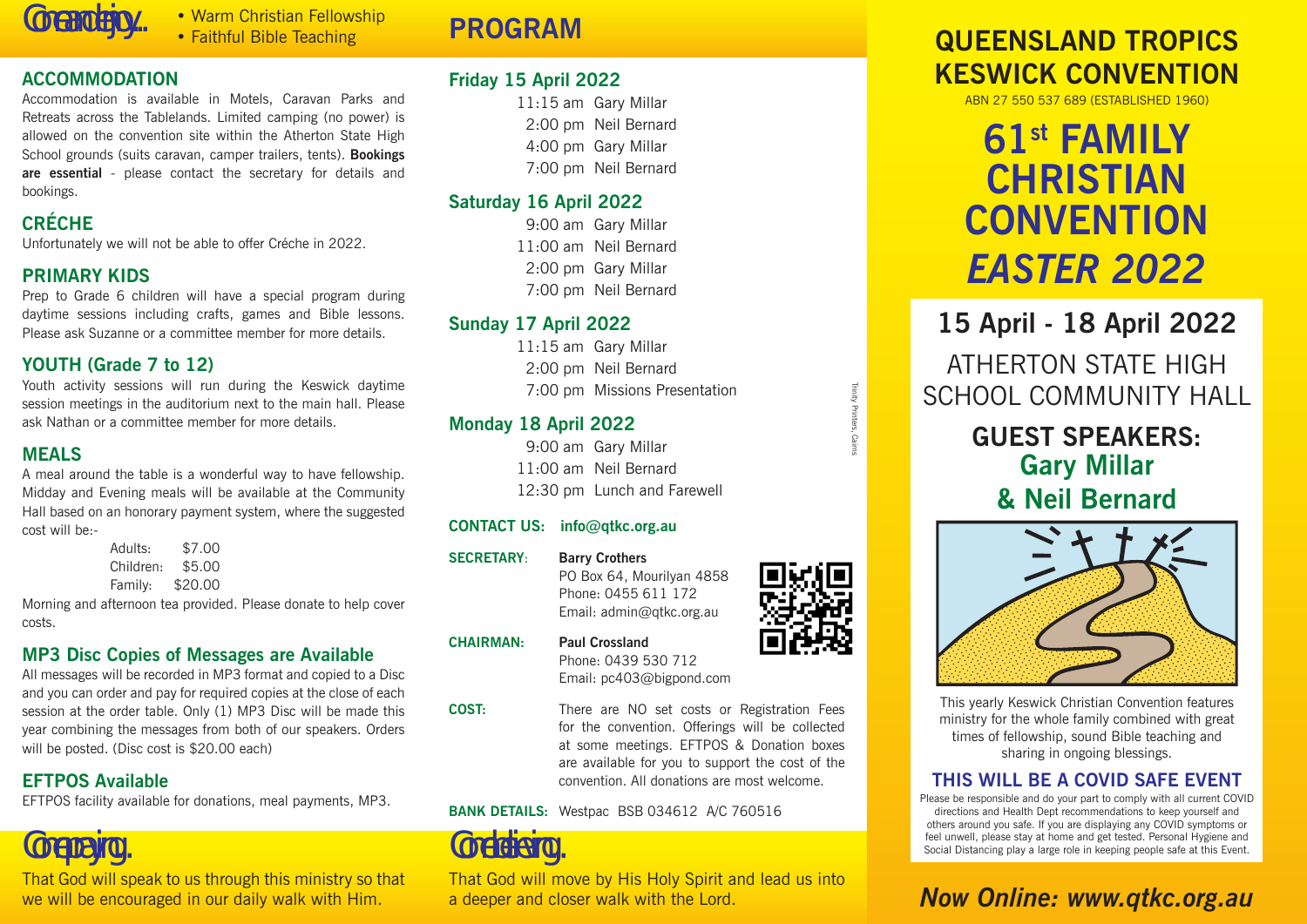# QUEENSLAND TROPICS KESWICK CONVENTION

ABN 27 550 537 689 (ESTABLISHED 1960)

# 61st FAMILY CHRISTIAN CONVENTION *EASTER 2022*

## 15 April - 18 April 2022

ATHERTON STATE HIGH SCHOOL COMMUNITY HALL

**GUEST SPEAKERS:**
**Gary Millar**
**& Neil Bernard**

This yearly Keswick Christian Convention features ministry for the whole family combined with great times of fellowship, sound Bible teaching and sharing in ongoing blessings.

### THIS WILL BE A COVID SAFE EVENT

Please be responsible and do your part to comply with all current COVID directions and Health Dept recommendations to keep yourself and others around you safe. If you are displaying any COVID symptoms or feel unwell, please stay at home and get tested. Personal Hygiene and Social Distancing play a large role in keeping people safe at this Event.

***Now Online: www.qtkc.org.au***

---

Come and enjoy...

- Warm Christian Fellowship
- Faithful Bible Teaching

## ACCOMMODATION

Accommodation is available in Motels, Caravan Parks and Retreats across the Tablelands. Limited camping (no power) is allowed on the convention site within the Atherton State High School grounds (suits caravan, camper trailers, tents). **Bookings are essential** - please contact the secretary for details and bookings.

## CRÉCHE

Unfortunately we will not be able to offer Créche in 2022.

## PRIMARY KIDS

Prep to Grade 6 children will have a special program during daytime sessions including crafts, games and Bible lessons. Please ask Suzanne or a committee member for more details.

## YOUTH (Grade 7 to 12)

Youth activity sessions will run during the Keswick daytime session meetings in the auditorium next to the main hall. Please ask Nathan or a committee member for more details.

## MEALS

A meal around the table is a wonderful way to have fellowship. Midday and Evening meals will be available at the Community Hall based on an honorary payment system, where the suggested cost will be:-

| | |
|---|---|
| Adults: | $7.00 |
| Children: | $5.00 |
| Family: | $20.00 |

Morning and afternoon tea provided. Please donate to help cover costs.

## MP3 Disc Copies of Messages are Available

All messages will be recorded in MP3 format and copied to a Disc and you can order and pay for required copies at the close of each session at the order table. Only (1) MP3 Disc will be made this year combining the messages from both of our speakers. Orders will be posted. (Disc cost is $20.00 each)

## EFTPOS Available

EFTPOS facility available for donations, meal payments, MP3.

## Come praying...

That God will speak to us through this ministry so that we will be encouraged in our daily walk with Him.

# PROGRAM

### Friday 15 April 2022

| | |
|---|---|
| 11:15 am | Gary Millar |
| 2:00 pm | Neil Bernard |
| 4:00 pm | Gary Millar |
| 7:00 pm | Neil Bernard |

### Saturday 16 April 2022

| | |
|---|---|
| 9:00 am | Gary Millar |
| 11:00 am | Neil Bernard |
| 2:00 pm | Gary Millar |
| 7:00 pm | Neil Bernard |

### Sunday 17 April 2022

| | |
|---|---|
| 11:15 am | Gary Millar |
| 2:00 pm | Neil Bernard |
| 7:00 pm | Missions Presentation |

### Monday 18 April 2022

| | |
|---|---|
| 9:00 am | Gary Millar |
| 11:00 am | Neil Bernard |
| 12:30 pm | Lunch and Farewell |

**CONTACT US:** **info@qtkc.org.au**

**SECRETARY:** **Barry Crothers**
PO Box 64, Mourilyan 4858
Phone: 0455 611 172
Email: admin@qtkc.org.au

**CHAIRMAN:** **Paul Crossland**
Phone: 0439 530 712
Email: pc403@bigpond.com

**COST:** There are NO set costs or Registration Fees for the convention. Offerings will be collected at some meetings. EFTPOS & Donation boxes are available for you to support the cost of the convention. All donations are most welcome.

**BANK DETAILS:** Westpac BSB 034612 A/C 760516

## Come believing...

That God will move by His Holy Spirit and lead us into a deeper and closer walk with the Lord.

Trinity Printers, Cairns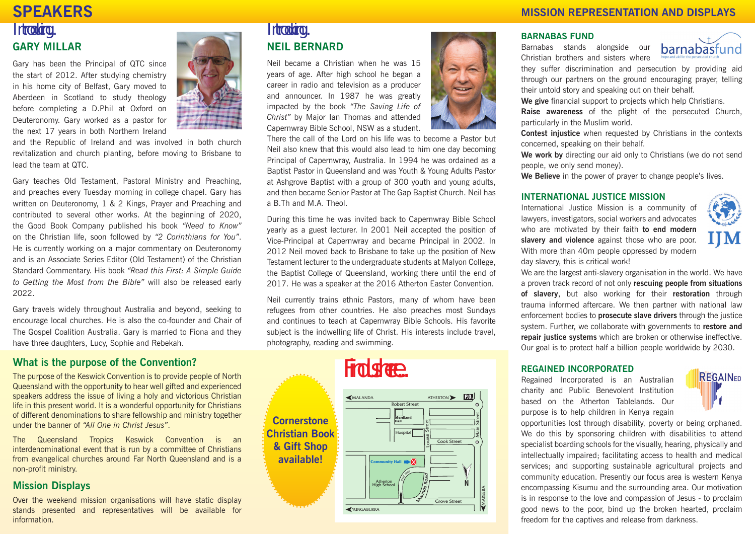# SPEAKERS

Introducing...

## GARY MILLAR

Gary has been the Principal of QTC since the start of 2012. After studying chemistry in his home city of Belfast, Gary moved to Aberdeen in Scotland to study theology before completing a D.Phil at Oxford on Deuteronomy. Gary worked as a pastor for the next 17 years in both Northern Ireland and the Republic of Ireland and was involved in both church revitalization and church planting, before moving to Brisbane to lead the team at QTC.

Gary teaches Old Testament, Pastoral Ministry and Preaching, and preaches every Tuesday morning in college chapel. Gary has written on Deuteronomy, 1 & 2 Kings, Prayer and Preaching and contributed to several other works. At the beginning of 2020, the Good Book Company published his book *"Need to Know"* on the Christian life, soon followed by *"2 Corinthians for You"*. He is currently working on a major commentary on Deuteronomy and is an Associate Series Editor (Old Testament) of the Christian Standard Commentary. His book *"Read this First: A Simple Guide to Getting the Most from the Bible"* will also be released early 2022.

Gary travels widely throughout Australia and beyond, seeking to encourage local churches. He is also the co-founder and Chair of The Gospel Coalition Australia. Gary is married to Fiona and they have three daughters, Lucy, Sophie and Rebekah.

Introducing...

## NEIL BERNARD

Neil became a Christian when he was 15 years of age. After high school he began a career in radio and television as a producer and announcer. In 1987 he was greatly impacted by the book *"The Saving Life of Christ"* by Major Ian Thomas and attended Capernwray Bible School, NSW as a student. There the call of the Lord on his life was to become a Pastor but Neil also knew that this would also lead to him one day becoming Principal of Capernwray, Australia. In 1994 he was ordained as a Baptist Pastor in Queensland and was Youth & Young Adults Pastor at Ashgrove Baptist with a group of 300 youth and young adults, and then became Senior Pastor at The Gap Baptist Church. Neil has a B.Th and M.A. Theol.

During this time he was invited back to Capernwray Bible School yearly as a guest lecturer. In 2001 Neil accepted the position of Vice-Principal at Capernwray and became Principal in 2002. In 2012 Neil moved back to Brisbane to take up the position of New Testament lecturer to the undergraduate students at Malyon College, the Baptist College of Queensland, working there until the end of 2017. He was a speaker at the 2016 Atherton Easter Convention.

Neil currently trains ethnic Pastors, many of whom have been refugees from other countries. He also preaches most Sundays and continues to teach at Capernwray Bible Schools. His favorite subject is the indwelling life of Christ. His interests include travel, photography, reading and swimming.

## What is the purpose of the Convention?

The purpose of the Keswick Convention is to provide people of North Queensland with the opportunity to hear well gifted and experienced speakers address the issue of living a holy and victorious Christian life in this present world. It is a wonderful opportunity for Christians of different denominations to share fellowship and ministry together under the banner of *"All One in Christ Jesus"*.

The Queensland Tropics Keswick Convention is an interdenominational event that is run by a committee of Christians from evangelical churches around Far North Queensland and is a non-profit ministry.

## Mission Displays

Over the weekend mission organisations will have static display stands presented and representatives will be available for information.

**Cornerstone Christian Book & Gift Shop available!**

## Find us here...

MALANDA
ATHERTON
P.O.
Robert Street
Merriland Hall
Hospital
Louise Street
Main Street
Cook Street
Community Hall
Atherton High School
Mabel Road
Grove Street
N
MAREEBA
YUNGABURRA

# MISSION REPRESENTATION AND DISPLAYS

## BARNABAS FUND

barnabasfund — hope and aid for the persecuted church

Barnabas stands alongside our Christian brothers and sisters where they suffer discrimination and persecution by providing aid through our partners on the ground encouraging prayer, telling their untold story and speaking out on their behalf.

**We give** financial support to projects which help Christians.

**Raise awareness** of the plight of the persecuted Church, particularly in the Muslim world.

**Contest injustice** when requested by Christians in the contexts concerned, speaking on their behalf.

**We work by** directing our aid only to Christians (we do not send people, we only send money).

**We Believe** in the power of prayer to change people's lives.

## INTERNATIONAL JUSTICE MISSION

IJM

International Justice Mission is a community of lawyers, investigators, social workers and advocates who are motivated by their faith **to end modern slavery and violence** against those who are poor. With more than 40m people oppressed by modern day slavery, this is critical work!

We are the largest anti-slavery organisation in the world. We have a proven track record of not only **rescuing people from situations of slavery**, but also working for their **restoration** through trauma informed aftercare. We then partner with national law enforcement bodies to **prosecute slave drivers** through the justice system. Further, we collaborate with governments to **restore and repair justice systems** which are broken or otherwise ineffective. Our goal is to protect half a billion people worldwide by 2030.

## REGAINED INCORPORATED

REGAINED

Regained Incorporated is an Australian charity and Public Benevolent Institution based on the Atherton Tablelands. Our purpose is to help children in Kenya regain opportunities lost through disability, poverty or being orphaned. We do this by sponsoring children with disabilities to attend specialist boarding schools for the visually, hearing, physically and intellectually impaired; facilitating access to health and medical services; and supporting sustainable agricultural projects and community education. Presently our focus area is western Kenya encompassing Kisumu and the surrounding area. Our motivation is in response to the love and compassion of Jesus - to proclaim good news to the poor, bind up the broken hearted, proclaim freedom for the captives and release from darkness.